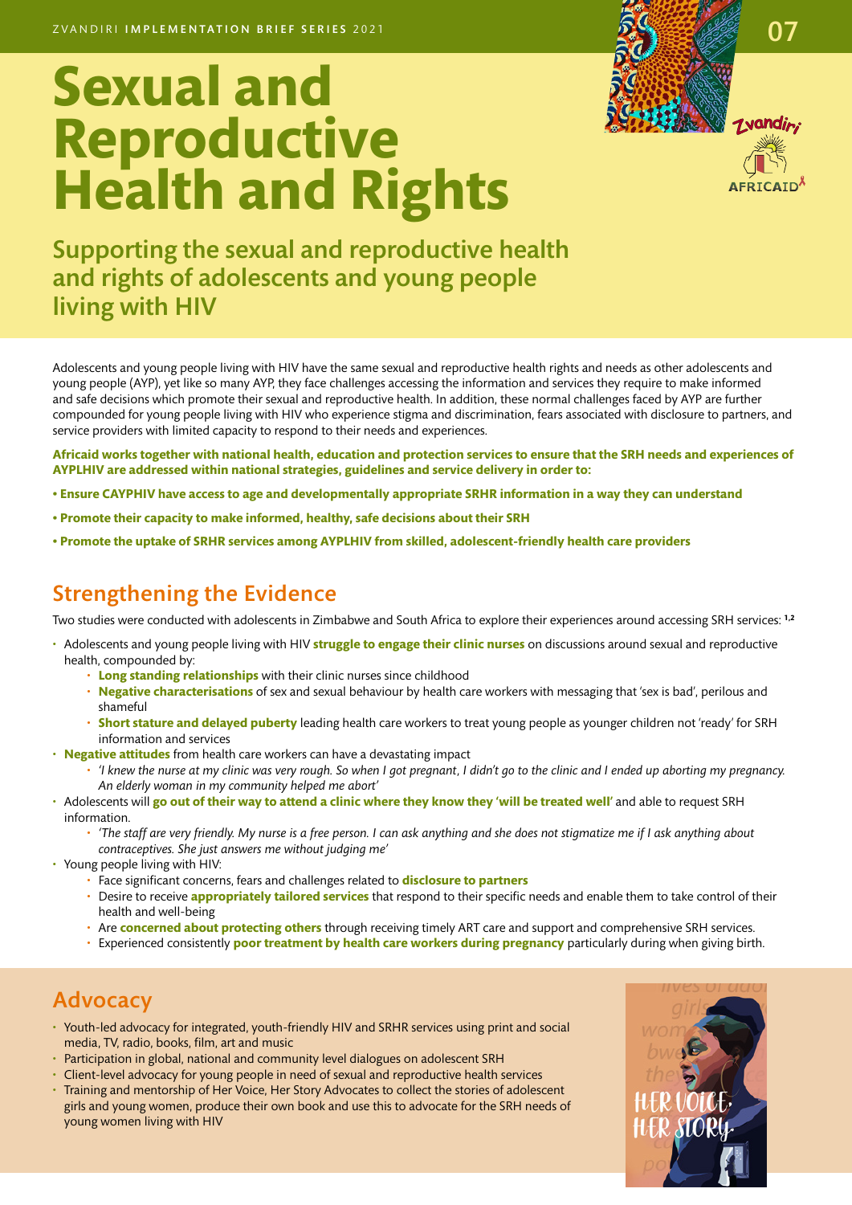ZVANDIRI **IMPLEMENTATION BRIEF SERIES** 2021

07

# Sexual and Reproductive Health and Rights

## Supporting the sexual and reproductive health and rights of adolescents and young people living with HIV

Adolescents and young people living with HIV have the same sexual and reproductive health rights and needs as other adolescents and young people (AYP), yet like so many AYP, they face challenges accessing the information and services they require to make informed and safe decisions which promote their sexual and reproductive health. In addition, these normal challenges faced by AYP are further compounded for young people living with HIV who experience stigma and discrimination, fears associated with disclosure to partners, and service providers with limited capacity to respond to their needs and experiences.

**Africaid works together with national health, education and protection services to ensure that the SRH needs and experiences of AYPLHIV are addressed within national strategies, guidelines and service delivery in order to:**

- **Ensure CAYPHIV have access to age and developmentally appropriate SRHR information in a way they can understand**
- **Promote their capacity to make informed, healthy, safe decisions about their SRH**
- **Promote the uptake of SRHR services among AYPLHIV from skilled, adolescent-friendly health care providers**

## Strengthening the Evidence

Two studies were conducted with adolescents in Zimbabwe and South Africa to explore their experiences around accessing SRH services: [1,2]

- Adolescents and young people living with HIV **struggle to engage their clinic nurses** on discussions around sexual and reproductive health, compounded by:
  - **Long standing relationships** with their clinic nurses since childhood
  - **Negative characterisations** of sex and sexual behaviour by health care workers with messaging that 'sex is bad', perilous and shameful
  - **Short stature and delayed puberty** leading health care workers to treat young people as younger children not 'ready' for SRH information and services
- **Negative attitudes** from health care workers can have a devastating impact
  - *'I knew the nurse at my clinic was very rough. So when I got pregnant, I didn't go to the clinic and I ended up aborting my pregnancy. An elderly woman in my community helped me abort'*
- Adolescents will **go out of their way to attend a clinic where they know they 'will be treated well'** and able to request SRH information.
  - *'The staff are very friendly. My nurse is a free person. I can ask anything and she does not stigmatize me if I ask anything about contraceptives. She just answers me without judging me'*
- Young people living with HIV:
  - Face significant concerns, fears and challenges related to **disclosure to partners**
  - Desire to receive **appropriately tailored services** that respond to their specific needs and enable them to take control of their health and well-being
  - Are **concerned about protecting others** through receiving timely ART care and support and comprehensive SRH services.
  - Experienced consistently **poor treatment by health care workers during pregnancy** particularly during when giving birth.

## Advocacy

- Youth-led advocacy for integrated, youth-friendly HIV and SRHR services using print and social media, TV, radio, books, film, art and music
- Participation in global, national and community level dialogues on adolescent SRH
- Client-level advocacy for young people in need of sexual and reproductive health services
- Training and mentorship of Her Voice, Her Story Advocates to collect the stories of adolescent girls and young women, produce their own book and use this to advocate for the SRH needs of young women living with HIV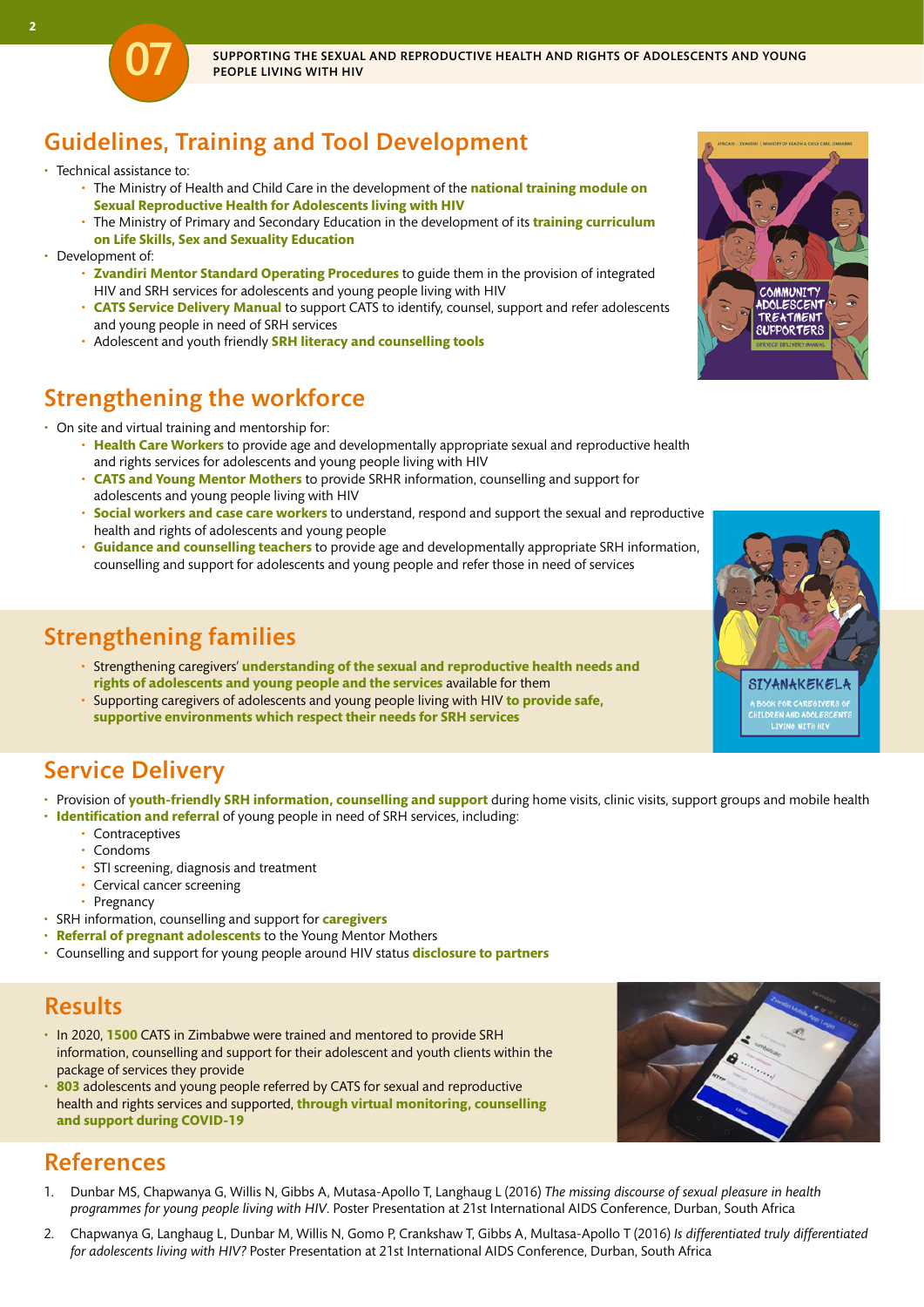# 07 SUPPORTING THE SEXUAL AND REPRODUCTIVE HEALTH AND RIGHTS OF ADOLESCENTS AND YOUNG PEOPLE LIVING WITH HIV

## Guidelines, Training and Tool Development

- Technical assistance to:
  - The Ministry of Health and Child Care in the development of the **national training module on Sexual Reproductive Health for Adolescents living with HIV**
  - The Ministry of Primary and Secondary Education in the development of its **training curriculum on Life Skills, Sex and Sexuality Education**
- Development of:
  - **Zvandiri Mentor Standard Operating Procedures** to guide them in the provision of integrated HIV and SRH services for adolescents and young people living with HIV
  - **CATS Service Delivery Manual** to support CATS to identify, counsel, support and refer adolescents and young people in need of SRH services
  - Adolescent and youth friendly **SRH literacy and counselling tools**

## Strengthening the workforce

- On site and virtual training and mentorship for:
  - **Health Care Workers** to provide age and developmentally appropriate sexual and reproductive health and rights services for adolescents and young people living with HIV
  - **CATS and Young Mentor Mothers** to provide SRHR information, counselling and support for adolescents and young people living with HIV
  - **Social workers and case care workers** to understand, respond and support the sexual and reproductive health and rights of adolescents and young people
  - **Guidance and counselling teachers** to provide age and developmentally appropriate SRH information, counselling and support for adolescents and young people and refer those in need of services

## Strengthening families

- Strengthening caregivers' **understanding of the sexual and reproductive health needs and rights of adolescents and young people and the services** available for them
- Supporting caregivers of adolescents and young people living with HIV **to provide safe, supportive environments which respect their needs for SRH services**

## Service Delivery

- Provision of **youth-friendly SRH information, counselling and support** during home visits, clinic visits, support groups and mobile health
- **Identification and referral** of young people in need of SRH services, including:
  - Contraceptives
  - Condoms
  - STI screening, diagnosis and treatment
  - Cervical cancer screening
  - Pregnancy
- SRH information, counselling and support for **caregivers**
- **Referral of pregnant adolescents** to the Young Mentor Mothers
- Counselling and support for young people around HIV status **disclosure to partners**

## Results

- In 2020, **1500** CATS in Zimbabwe were trained and mentored to provide SRH information, counselling and support for their adolescent and youth clients within the package of services they provide
- **803** adolescents and young people referred by CATS for sexual and reproductive health and rights services and supported, **through virtual monitoring, counselling and support during COVID-19**

## References

1. Dunbar MS, Chapwanya G, Willis N, Gibbs A, Mutasa-Apollo T, Langhaug L (2016) *The missing discourse of sexual pleasure in health programmes for young people living with HIV*. Poster Presentation at 21st International AIDS Conference, Durban, South Africa
2. Chapwanya G, Langhaug L, Dunbar M, Willis N, Gomo P, Crankshaw T, Gibbs A, Multasa-Apollo T (2016) *Is differentiated truly differentiated for adolescents living with HIV?* Poster Presentation at 21st International AIDS Conference, Durban, South Africa